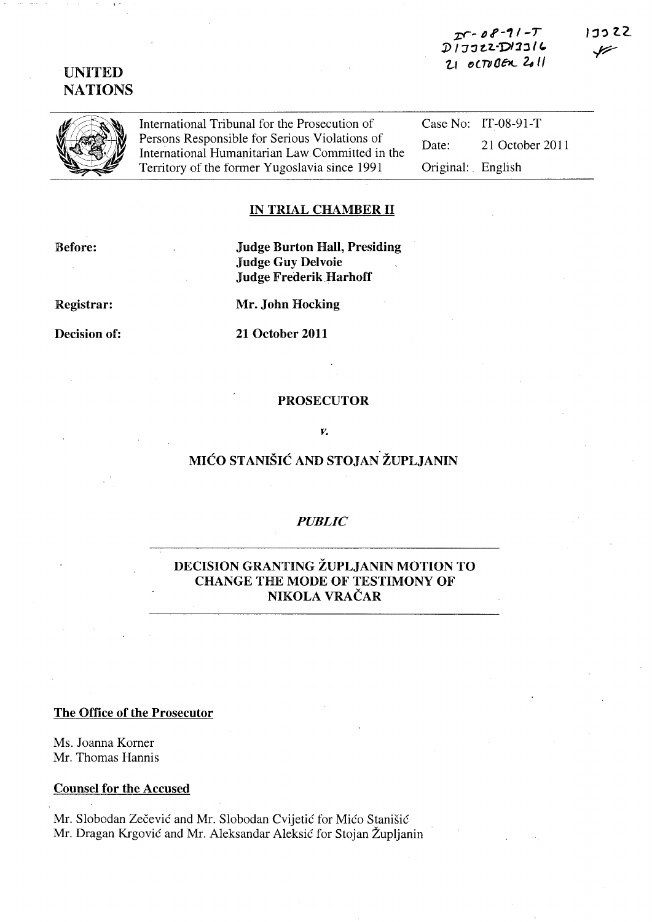IT-08-91-T
D13322-D13316
21 OCTOBER 2011

13322

UNITED NATIONS

International Tribunal for the Prosecution of Persons Responsible for Serious Violations of International Humanitarian Law Committed in the Territory of the former Yugoslavia since 1991

Case No: IT-08-91-T

Date: 21 October 2011

Original: English

**IN TRIAL CHAMBER II**

**Before:** Judge Burton Hall, Presiding
Judge Guy Delvoie
Judge Frederik Harhoff

**Registrar:** Mr. John Hocking

**Decision of:** 21 October 2011

**PROSECUTOR**

*v.*

**MIĆO STANIŠIĆ AND STOJAN ŽUPLJANIN**

*PUBLIC*

**DECISION GRANTING ŽUPLJANIN MOTION TO CHANGE THE MODE OF TESTIMONY OF NIKOLA VRAČAR**

**The Office of the Prosecutor**

Ms. Joanna Korner
Mr. Thomas Hannis

**Counsel for the Accused**

Mr. Slobodan Zečević and Mr. Slobodan Cvijetić for Mićo Stanišić
Mr. Dragan Krgović and Mr. Aleksandar Aleksić for Stojan Župljanin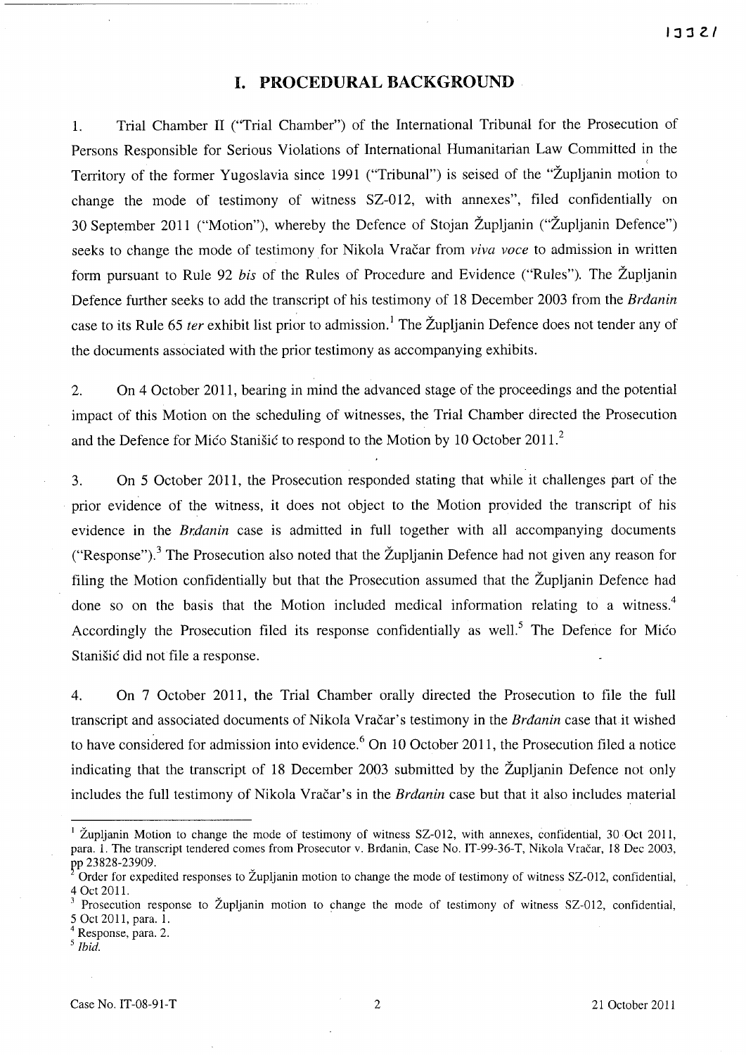# I. PROCEDURAL BACKGROUND

1. Trial Chamber II ("Trial Chamber") of the International Tribunal for the Prosecution of Persons Responsible for Serious Violations of International Humanitarian Law Committed in the Territory of the former Yugoslavia since 1991 ("Tribunal") is seised of the "Župljanin motion to change the mode of testimony of witness SZ-012, with annexes", filed confidentially on 30 September 2011 ("Motion"), whereby the Defence of Stojan Župljanin ("Župljanin Defence") seeks to change the mode of testimony for Nikola Vračar from *viva voce* to admission in written form pursuant to Rule 92 *bis* of the Rules of Procedure and Evidence ("Rules"). The Župljanin Defence further seeks to add the transcript of his testimony of 18 December 2003 from the *Brđanin* case to its Rule 65 *ter* exhibit list prior to admission.[1] The Župljanin Defence does not tender any of the documents associated with the prior testimony as accompanying exhibits.

2. On 4 October 2011, bearing in mind the advanced stage of the proceedings and the potential impact of this Motion on the scheduling of witnesses, the Trial Chamber directed the Prosecution and the Defence for Mićo Stanišić to respond to the Motion by 10 October 2011.[2]

3. On 5 October 2011, the Prosecution responded stating that while it challenges part of the prior evidence of the witness, it does not object to the Motion provided the transcript of his evidence in the *Brđanin* case is admitted in full together with all accompanying documents ("Response").[3] The Prosecution also noted that the Župljanin Defence had not given any reason for filing the Motion confidentially but that the Prosecution assumed that the Župljanin Defence had done so on the basis that the Motion included medical information relating to a witness.[4] Accordingly the Prosecution filed its response confidentially as well.[5] The Defence for Mićo Stanišić did not file a response.

4. On 7 October 2011, the Trial Chamber orally directed the Prosecution to file the full transcript and associated documents of Nikola Vračar's testimony in the *Brđanin* case that it wished to have considered for admission into evidence.[6] On 10 October 2011, the Prosecution filed a notice indicating that the transcript of 18 December 2003 submitted by the Župljanin Defence not only includes the full testimony of Nikola Vračar's in the *Brđanin* case but that it also includes material

---

[1] Župljanin Motion to change the mode of testimony of witness SZ-012, with annexes, confidential, 30 Oct 2011, para. 1. The transcript tendered comes from Prosecutor v. Brdanin, Case No. IT-99-36-T, Nikola Vračar, 18 Dec 2003, pp 23828-23909.

[2] Order for expedited responses to Župljanin motion to change the mode of testimony of witness SZ-012, confidential, 4 Oct 2011.

[3] Prosecution response to Župljanin motion to change the mode of testimony of witness SZ-012, confidential, 5 Oct 2011, para. 1.

[4] Response, para. 2.

[5] *Ibid.*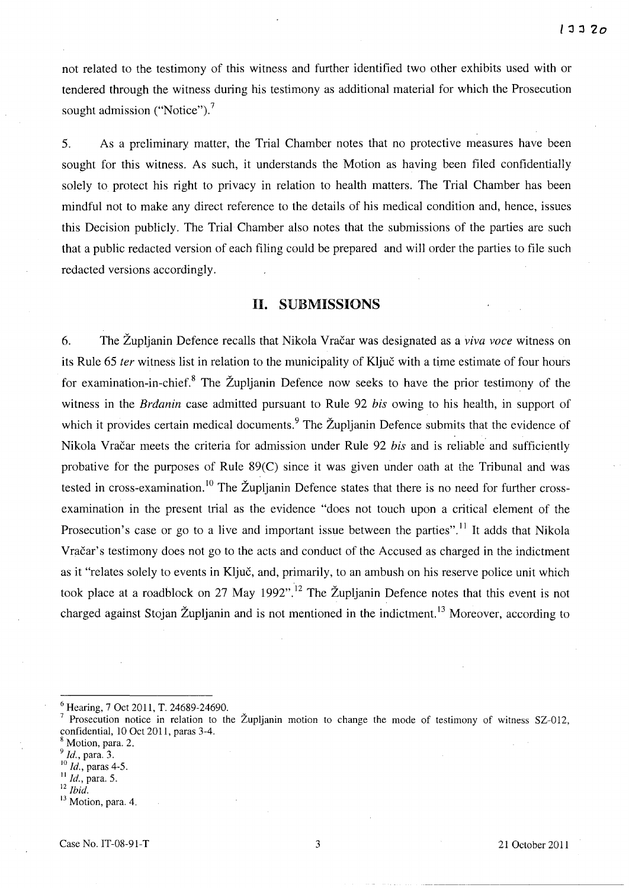not related to the testimony of this witness and further identified two other exhibits used with or tendered through the witness during his testimony as additional material for which the Prosecution sought admission ("Notice").[7]

5. As a preliminary matter, the Trial Chamber notes that no protective measures have been sought for this witness. As such, it understands the Motion as having been filed confidentially solely to protect his right to privacy in relation to health matters. The Trial Chamber has been mindful not to make any direct reference to the details of his medical condition and, hence, issues this Decision publicly. The Trial Chamber also notes that the submissions of the parties are such that a public redacted version of each filing could be prepared and will order the parties to file such redacted versions accordingly.

## II. SUBMISSIONS

6. The Župljanin Defence recalls that Nikola Vračar was designated as a *viva voce* witness on its Rule 65 *ter* witness list in relation to the municipality of Ključ with a time estimate of four hours for examination-in-chief.[8] The Župljanin Defence now seeks to have the prior testimony of the witness in the *Brđanin* case admitted pursuant to Rule 92 *bis* owing to his health, in support of which it provides certain medical documents.[9] The Župljanin Defence submits that the evidence of Nikola Vračar meets the criteria for admission under Rule 92 *bis* and is reliable and sufficiently probative for the purposes of Rule 89(C) since it was given under oath at the Tribunal and was tested in cross-examination.[10] The Župljanin Defence states that there is no need for further cross-examination in the present trial as the evidence "does not touch upon a critical element of the Prosecution's case or go to a live and important issue between the parties".[11] It adds that Nikola Vračar's testimony does not go to the acts and conduct of the Accused as charged in the indictment as it "relates solely to events in Ključ, and, primarily, to an ambush on his reserve police unit which took place at a roadblock on 27 May 1992".[12] The Župljanin Defence notes that this event is not charged against Stojan Župljanin and is not mentioned in the indictment.[13] Moreover, according to

---

[6] Hearing, 7 Oct 2011, T. 24689-24690.

[7] Prosecution notice in relation to the Župljanin motion to change the mode of testimony of witness SZ-012, confidential, 10 Oct 2011, paras 3-4.

[8] Motion, para. 2.

[9] *Id.*, para. 3.

[10] *Id.*, paras 4-5.

[11] *Id.*, para. 5.

[12] *Ibid.*

[13] Motion, para. 4.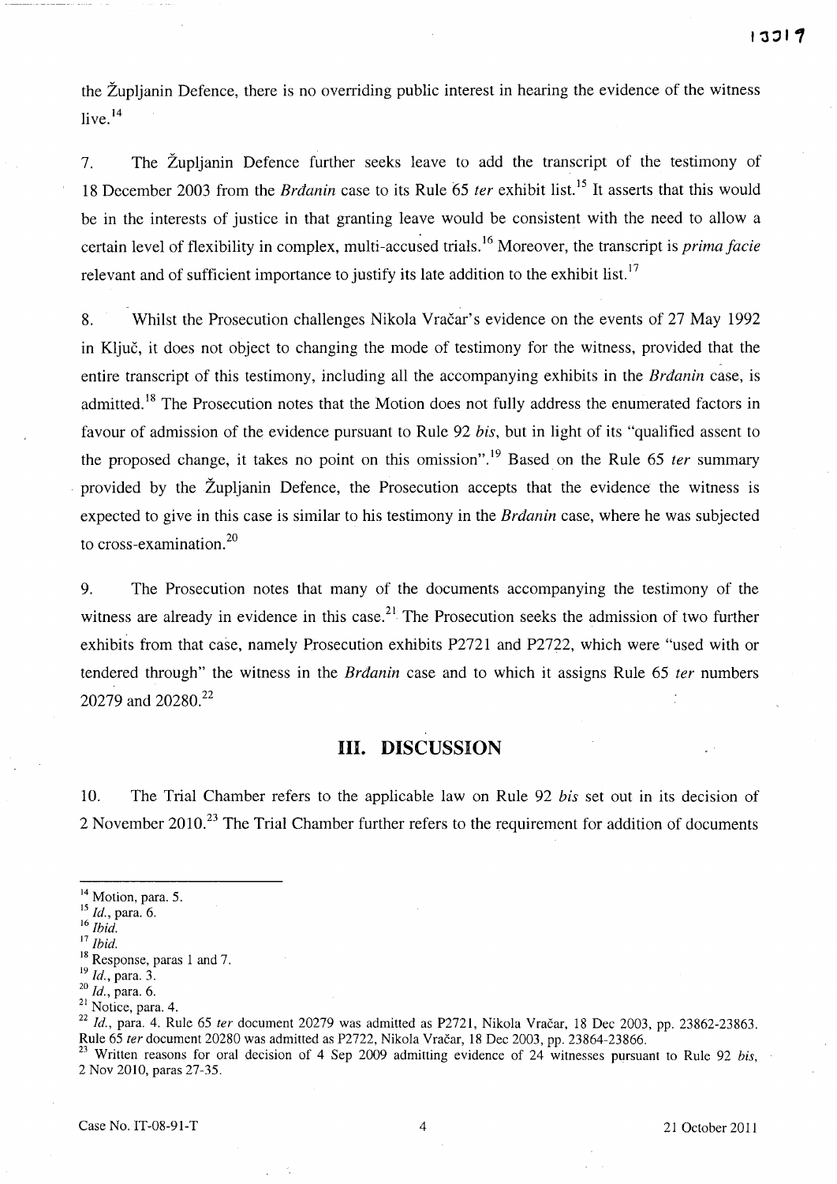the Župljanin Defence, there is no overriding public interest in hearing the evidence of the witness live.[14]

7. The Župljanin Defence further seeks leave to add the transcript of the testimony of 18 December 2003 from the *Brđanin* case to its Rule 65 *ter* exhibit list.[15] It asserts that this would be in the interests of justice in that granting leave would be consistent with the need to allow a certain level of flexibility in complex, multi-accused trials.[16] Moreover, the transcript is *prima facie* relevant and of sufficient importance to justify its late addition to the exhibit list.[17]

8. Whilst the Prosecution challenges Nikola Vračar's evidence on the events of 27 May 1992 in Ključ, it does not object to changing the mode of testimony for the witness, provided that the entire transcript of this testimony, including all the accompanying exhibits in the *Brđanin* case, is admitted.[18] The Prosecution notes that the Motion does not fully address the enumerated factors in favour of admission of the evidence pursuant to Rule 92 *bis*, but in light of its "qualified assent to the proposed change, it takes no point on this omission".[19] Based on the Rule 65 *ter* summary provided by the Župljanin Defence, the Prosecution accepts that the evidence the witness is expected to give in this case is similar to his testimony in the *Brđanin* case, where he was subjected to cross-examination.[20]

9. The Prosecution notes that many of the documents accompanying the testimony of the witness are already in evidence in this case.[21] The Prosecution seeks the admission of two further exhibits from that case, namely Prosecution exhibits P2721 and P2722, which were "used with or tendered through" the witness in the *Brđanin* case and to which it assigns Rule 65 *ter* numbers 20279 and 20280.[22]

## III. DISCUSSION

10. The Trial Chamber refers to the applicable law on Rule 92 *bis* set out in its decision of 2 November 2010.[23] The Trial Chamber further refers to the requirement for addition of documents

---

[14] Motion, para. 5.
[15] *Id.*, para. 6.
[16] *Ibid.*
[17] *Ibid.*
[18] Response, paras 1 and 7.
[19] *Id.*, para. 3.
[20] *Id.*, para. 6.
[21] Notice, para. 4.
[22] *Id.*, para. 4. Rule 65 *ter* document 20279 was admitted as P2721, Nikola Vračar, 18 Dec 2003, pp. 23862-23863. Rule 65 *ter* document 20280 was admitted as P2722, Nikola Vračar, 18 Dec 2003, pp. 23864-23866.
[23] Written reasons for oral decision of 4 Sep 2009 admitting evidence of 24 witnesses pursuant to Rule 92 *bis*, 2 Nov 2010, paras 27-35.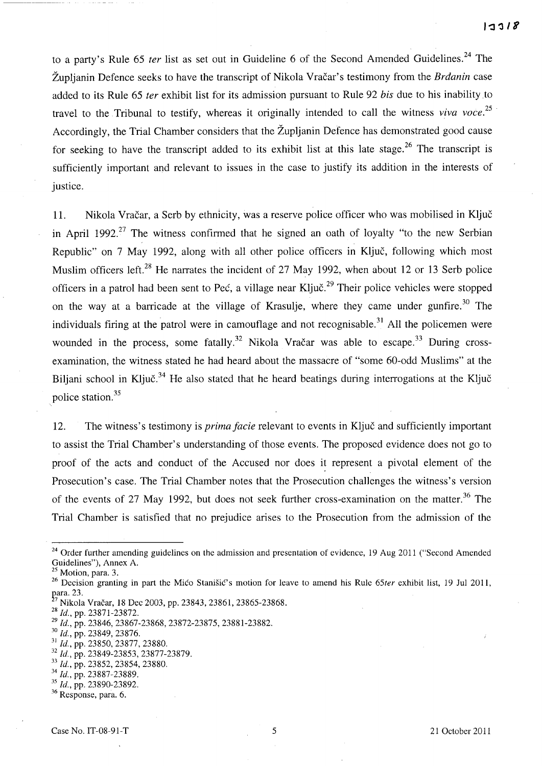to a party's Rule 65 *ter* list as set out in Guideline 6 of the Second Amended Guidelines.[24] The Župljanin Defence seeks to have the transcript of Nikola Vračar's testimony from the *Brđanin* case added to its Rule 65 *ter* exhibit list for its admission pursuant to Rule 92 *bis* due to his inability to travel to the Tribunal to testify, whereas it originally intended to call the witness *viva voce*.[25] Accordingly, the Trial Chamber considers that the Župljanin Defence has demonstrated good cause for seeking to have the transcript added to its exhibit list at this late stage.[26] The transcript is sufficiently important and relevant to issues in the case to justify its addition in the interests of justice.

11. Nikola Vračar, a Serb by ethnicity, was a reserve police officer who was mobilised in Ključ in April 1992.[27] The witness confirmed that he signed an oath of loyalty "to the new Serbian Republic" on 7 May 1992, along with all other police officers in Ključ, following which most Muslim officers left.[28] He narrates the incident of 27 May 1992, when about 12 or 13 Serb police officers in a patrol had been sent to Peć, a village near Ključ.[29] Their police vehicles were stopped on the way at a barricade at the village of Krasulje, where they came under gunfire.[30] The individuals firing at the patrol were in camouflage and not recognisable.[31] All the policemen were wounded in the process, some fatally.[32] Nikola Vračar was able to escape.[33] During cross-examination, the witness stated he had heard about the massacre of "some 60-odd Muslims" at the Biljani school in Ključ.[34] He also stated that he heard beatings during interrogations at the Ključ police station.[35]

12. The witness's testimony is *prima facie* relevant to events in Ključ and sufficiently important to assist the Trial Chamber's understanding of those events. The proposed evidence does not go to proof of the acts and conduct of the Accused nor does it represent a pivotal element of the Prosecution's case. The Trial Chamber notes that the Prosecution challenges the witness's version of the events of 27 May 1992, but does not seek further cross-examination on the matter.[36] The Trial Chamber is satisfied that no prejudice arises to the Prosecution from the admission of the

---

[24] Order further amending guidelines on the admission and presentation of evidence, 19 Aug 2011 ("Second Amended Guidelines"), Annex A.
[25] Motion, para. 3.
[26] Decision granting in part the Mićo Stanišić's motion for leave to amend his Rule 65*ter* exhibit list, 19 Jul 2011, para. 23.
[27] Nikola Vračar, 18 Dec 2003, pp. 23843, 23861, 23865-23868.
[28] *Id.*, pp. 23871-23872.
[29] *Id.*, pp. 23846, 23867-23868, 23872-23875, 23881-23882.
[30] *Id.*, pp. 23849, 23876.
[31] *Id.*, pp. 23850, 23877, 23880.
[32] *Id.*, pp. 23849-23853, 23877-23879.
[33] *Id.*, pp. 23852, 23854, 23880.
[34] *Id.*, pp. 23887-23889.
[35] *Id.*, pp. 23890-23892.
[36] Response, para. 6.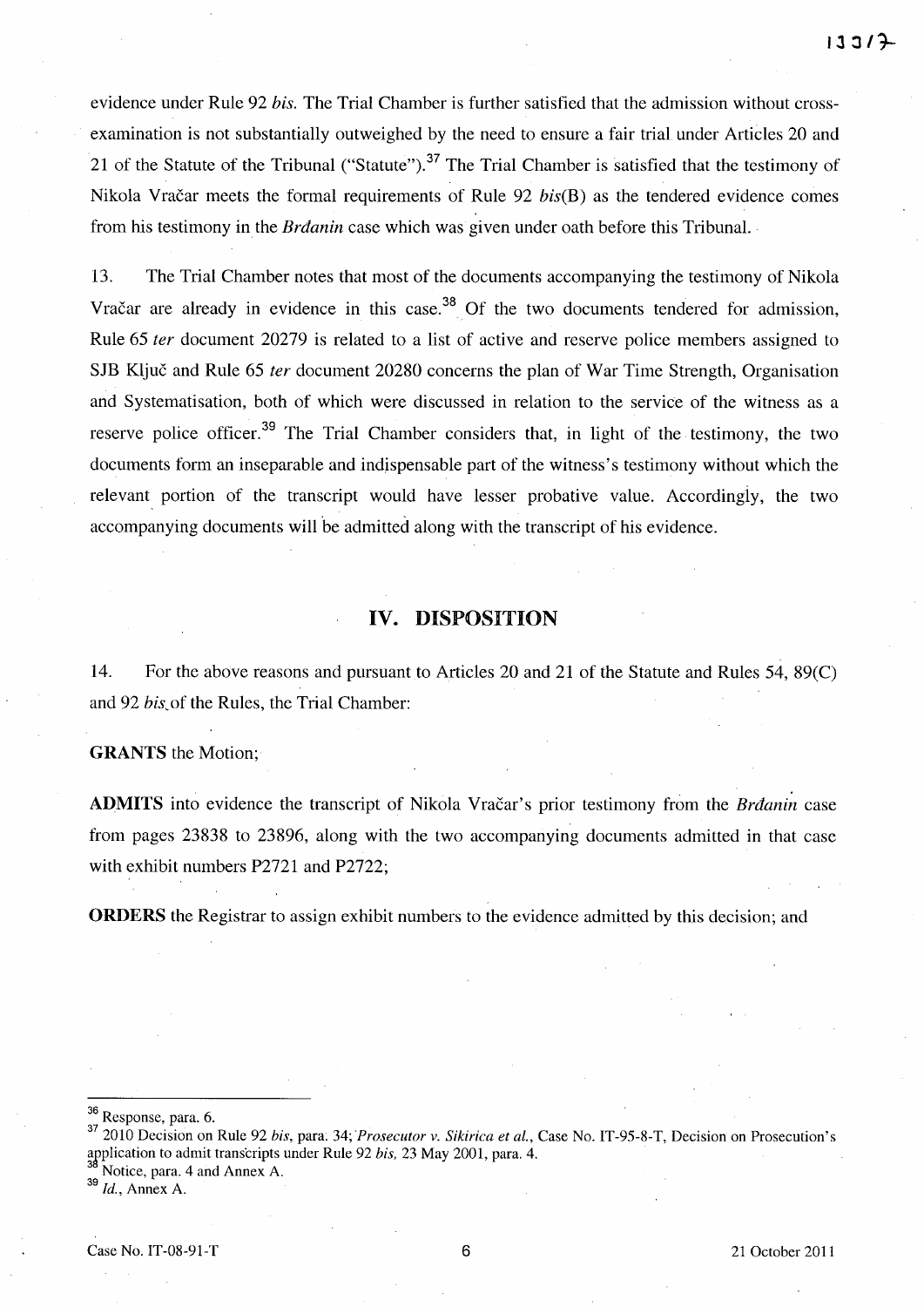evidence under Rule 92 *bis*. The Trial Chamber is further satisfied that the admission without cross-examination is not substantially outweighed by the need to ensure a fair trial under Articles 20 and 21 of the Statute of the Tribunal ("Statute").[37] The Trial Chamber is satisfied that the testimony of Nikola Vračar meets the formal requirements of Rule 92 *bis*(B) as the tendered evidence comes from his testimony in the *Brđanin* case which was given under oath before this Tribunal.

13. The Trial Chamber notes that most of the documents accompanying the testimony of Nikola Vračar are already in evidence in this case.[38] Of the two documents tendered for admission, Rule 65 *ter* document 20279 is related to a list of active and reserve police members assigned to SJB Ključ and Rule 65 *ter* document 20280 concerns the plan of War Time Strength, Organisation and Systematisation, both of which were discussed in relation to the service of the witness as a reserve police officer.[39] The Trial Chamber considers that, in light of the testimony, the two documents form an inseparable and indispensable part of the witness's testimony without which the relevant portion of the transcript would have lesser probative value. Accordingly, the two accompanying documents will be admitted along with the transcript of his evidence.

## IV. DISPOSITION

14. For the above reasons and pursuant to Articles 20 and 21 of the Statute and Rules 54, 89(C) and 92 *bis* of the Rules, the Trial Chamber:

**GRANTS** the Motion;

**ADMITS** into evidence the transcript of Nikola Vračar's prior testimony from the *Brđanin* case from pages 23838 to 23896, along with the two accompanying documents admitted in that case with exhibit numbers P2721 and P2722;

**ORDERS** the Registrar to assign exhibit numbers to the evidence admitted by this decision; and

---

[36] Response, para. 6.

[37] 2010 Decision on Rule 92 *bis*, para. 34; *Prosecutor v. Sikirica et al.*, Case No. IT-95-8-T, Decision on Prosecution's application to admit transcripts under Rule 92 *bis*, 23 May 2001, para. 4.

[38] Notice, para. 4 and Annex A.

[39] *Id.*, Annex A.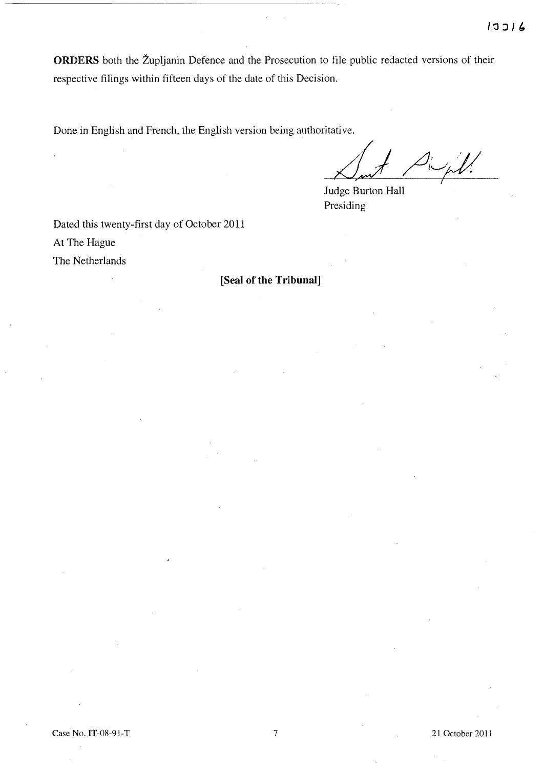**ORDERS** both the Župljanin Defence and the Prosecution to file public redacted versions of their respective filings within fifteen days of the date of this Decision.

Done in English and French, the English version being authoritative.

Judge Burton Hall
Presiding

Dated this twenty-first day of October 2011
At The Hague
The Netherlands

**[Seal of the Tribunal]**